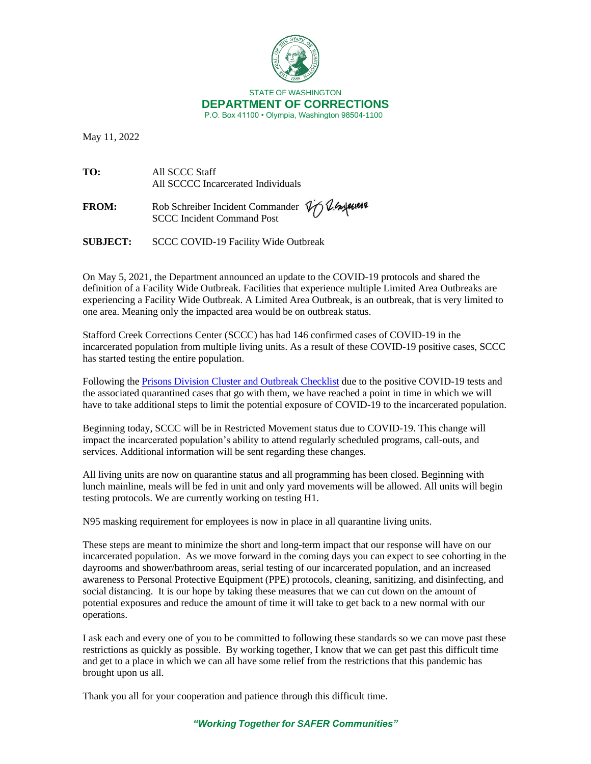STATE OF WASHINGTON
**DEPARTMENT OF CORRECTIONS**
P.O. Box 41100 • Olympia, Washington 98504-1100

May 11, 2022

**TO:** All SCCC Staff
All SCCCC Incarcerated Individuals

**FROM:** Rob Schreiber Incident Commander
SCCC Incident Command Post

**SUBJECT:** SCCC COVID-19 Facility Wide Outbreak

On May 5, 2021, the Department announced an update to the COVID-19 protocols and shared the definition of a Facility Wide Outbreak. Facilities that experience multiple Limited Area Outbreaks are experiencing a Facility Wide Outbreak. A Limited Area Outbreak, is an outbreak, that is very limited to one area. Meaning only the impacted area would be on outbreak status.

Stafford Creek Corrections Center (SCCC) has had 146 confirmed cases of COVID-19 in the incarcerated population from multiple living units. As a result of these COVID-19 positive cases, SCCC has started testing the entire population.

Following the [Prisons Division Cluster and Outbreak Checklist] due to the positive COVID-19 tests and the associated quarantined cases that go with them, we have reached a point in time in which we will have to take additional steps to limit the potential exposure of COVID-19 to the incarcerated population.

Beginning today, SCCC will be in Restricted Movement status due to COVID-19. This change will impact the incarcerated population's ability to attend regularly scheduled programs, call-outs, and services. Additional information will be sent regarding these changes.

All living units are now on quarantine status and all programming has been closed. Beginning with lunch mainline, meals will be fed in unit and only yard movements will be allowed. All units will begin testing protocols. We are currently working on testing H1.

N95 masking requirement for employees is now in place in all quarantine living units.

These steps are meant to minimize the short and long-term impact that our response will have on our incarcerated population. As we move forward in the coming days you can expect to see cohorting in the dayrooms and shower/bathroom areas, serial testing of our incarcerated population, and an increased awareness to Personal Protective Equipment (PPE) protocols, cleaning, sanitizing, and disinfecting, and social distancing. It is our hope by taking these measures that we can cut down on the amount of potential exposures and reduce the amount of time it will take to get back to a new normal with our operations.

I ask each and every one of you to be committed to following these standards so we can move past these restrictions as quickly as possible. By working together, I know that we can get past this difficult time and get to a place in which we can all have some relief from the restrictions that this pandemic has brought upon us all.

Thank you all for your cooperation and patience through this difficult time.

*"Working Together for SAFER Communities"*